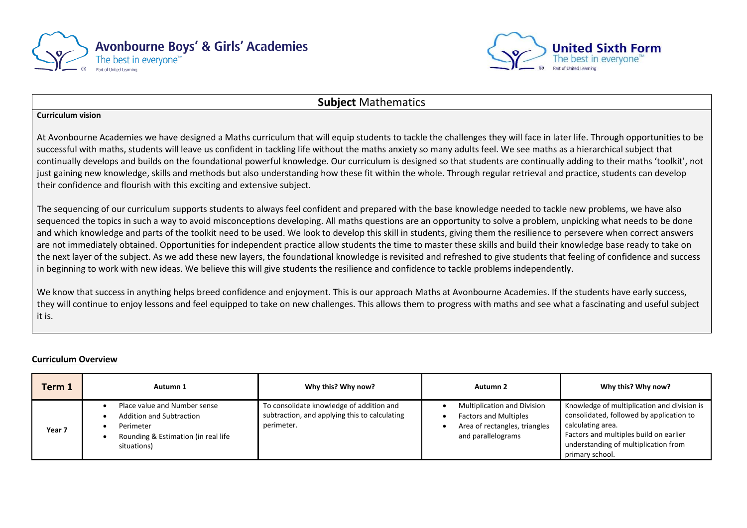Avonbourne Boys' & Girls' Academies
The best in everyone™
Part of United Learning

United Sixth Form
The best in everyone™
Part of United Learning

## **Subject** Mathematics

**Curriculum vision**

At Avonbourne Academies we have designed a Maths curriculum that will equip students to tackle the challenges they will face in later life. Through opportunities to be successful with maths, students will leave us confident in tackling life without the maths anxiety so many adults feel. We see maths as a hierarchical subject that continually develops and builds on the foundational powerful knowledge. Our curriculum is designed so that students are continually adding to their maths 'toolkit', not just gaining new knowledge, skills and methods but also understanding how these fit within the whole. Through regular retrieval and practice, students can develop their confidence and flourish with this exciting and extensive subject.

The sequencing of our curriculum supports students to always feel confident and prepared with the base knowledge needed to tackle new problems, we have also sequenced the topics in such a way to avoid misconceptions developing. All maths questions are an opportunity to solve a problem, unpicking what needs to be done and which knowledge and parts of the toolkit need to be used. We look to develop this skill in students, giving them the resilience to persevere when correct answers are not immediately obtained. Opportunities for independent practice allow students the time to master these skills and build their knowledge base ready to take on the next layer of the subject. As we add these new layers, the foundational knowledge is revisited and refreshed to give students that feeling of confidence and success in beginning to work with new ideas. We believe this will give students the resilience and confidence to tackle problems independently.

We know that success in anything helps breed confidence and enjoyment. This is our approach Maths at Avonbourne Academies. If the students have early success, they will continue to enjoy lessons and feel equipped to take on new challenges. This allows them to progress with maths and see what a fascinating and useful subject it is.

**Curriculum Overview**

| Term 1 | Autumn 1 | Why this? Why now? | Autumn 2 | Why this? Why now? |
|---|---|---|---|---|
| **Year 7** | • Place value and Number sense<br>• Addition and Subtraction<br>• Perimeter<br>• Rounding & Estimation (in real life situations) | To consolidate knowledge of addition and subtraction, and applying this to calculating perimeter. | • Multiplication and Division<br>• Factors and Multiples<br>• Area of rectangles, triangles and parallelograms | Knowledge of multiplication and division is consolidated, followed by application to calculating area.<br>Factors and multiples build on earlier understanding of multiplication from primary school. |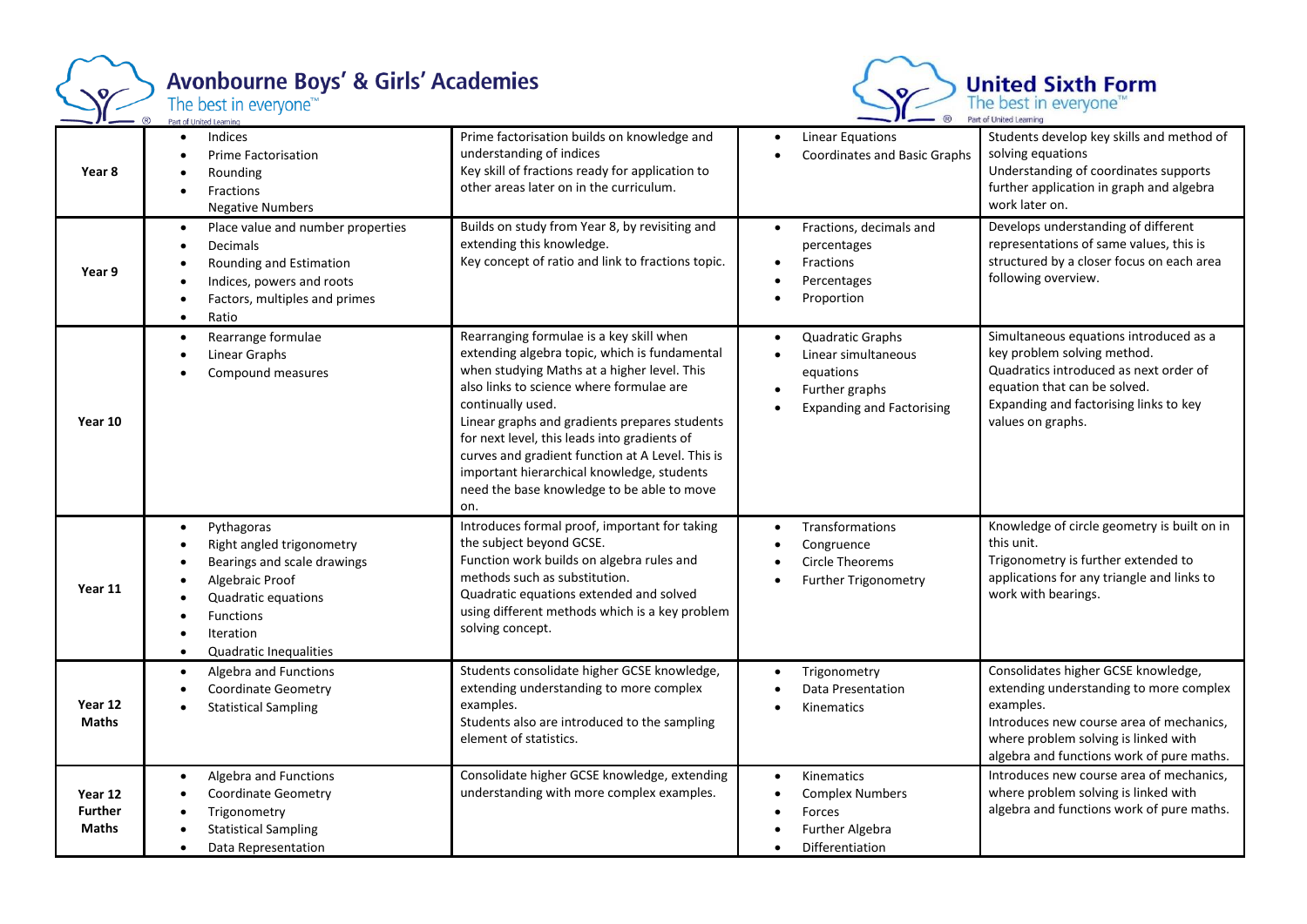| | | | | |
|---|---|---|---|---|
| **Year 8** | • Indices<br>• Prime Factorisation<br>• Rounding<br>• Fractions<br>Negative Numbers | Prime factorisation builds on knowledge and understanding of indices<br>Key skill of fractions ready for application to other areas later on in the curriculum. | • Linear Equations<br>• Coordinates and Basic Graphs | Students develop key skills and method of solving equations<br>Understanding of coordinates supports further application in graph and algebra work later on. |
| **Year 9** | • Place value and number properties<br>• Decimals<br>• Rounding and Estimation<br>• Indices, powers and roots<br>• Factors, multiples and primes<br>• Ratio | Builds on study from Year 8, by revisiting and extending this knowledge.<br>Key concept of ratio and link to fractions topic. | • Fractions, decimals and percentages<br>• Fractions<br>• Percentages<br>• Proportion | Develops understanding of different representations of same values, this is structured by a closer focus on each area following overview. |
| **Year 10** | • Rearrange formulae<br>• Linear Graphs<br>• Compound measures | Rearranging formulae is a key skill when extending algebra topic, which is fundamental when studying Maths at a higher level. This also links to science where formulae are continually used.<br>Linear graphs and gradients prepares students for next level, this leads into gradients of curves and gradient function at A Level. This is important hierarchical knowledge, students need the base knowledge to be able to move on. | • Quadratic Graphs<br>• Linear simultaneous equations<br>• Further graphs<br>• Expanding and Factorising | Simultaneous equations introduced as a key problem solving method.<br>Quadratics introduced as next order of equation that can be solved.<br>Expanding and factorising links to key values on graphs. |
| **Year 11** | • Pythagoras<br>• Right angled trigonometry<br>• Bearings and scale drawings<br>• Algebraic Proof<br>• Quadratic equations<br>• Functions<br>• Iteration<br>• Quadratic Inequalities | Introduces formal proof, important for taking the subject beyond GCSE.<br>Function work builds on algebra rules and methods such as substitution.<br>Quadratic equations extended and solved using different methods which is a key problem solving concept. | • Transformations<br>• Congruence<br>• Circle Theorems<br>• Further Trigonometry | Knowledge of circle geometry is built on in this unit.<br>Trigonometry is further extended to applications for any triangle and links to work with bearings. |
| **Year 12 Maths** | • Algebra and Functions<br>• Coordinate Geometry<br>• Statistical Sampling | Students consolidate higher GCSE knowledge, extending understanding to more complex examples.<br>Students also are introduced to the sampling element of statistics. | • Trigonometry<br>• Data Presentation<br>• Kinematics | Consolidates higher GCSE knowledge, extending understanding to more complex examples.<br>Introduces new course area of mechanics, where problem solving is linked with algebra and functions work of pure maths. |
| **Year 12 Further Maths** | • Algebra and Functions<br>• Coordinate Geometry<br>• Trigonometry<br>• Statistical Sampling<br>• Data Representation | Consolidate higher GCSE knowledge, extending understanding with more complex examples. | • Kinematics<br>• Complex Numbers<br>• Forces<br>• Further Algebra<br>• Differentiation | Introduces new course area of mechanics, where problem solving is linked with algebra and functions work of pure maths. |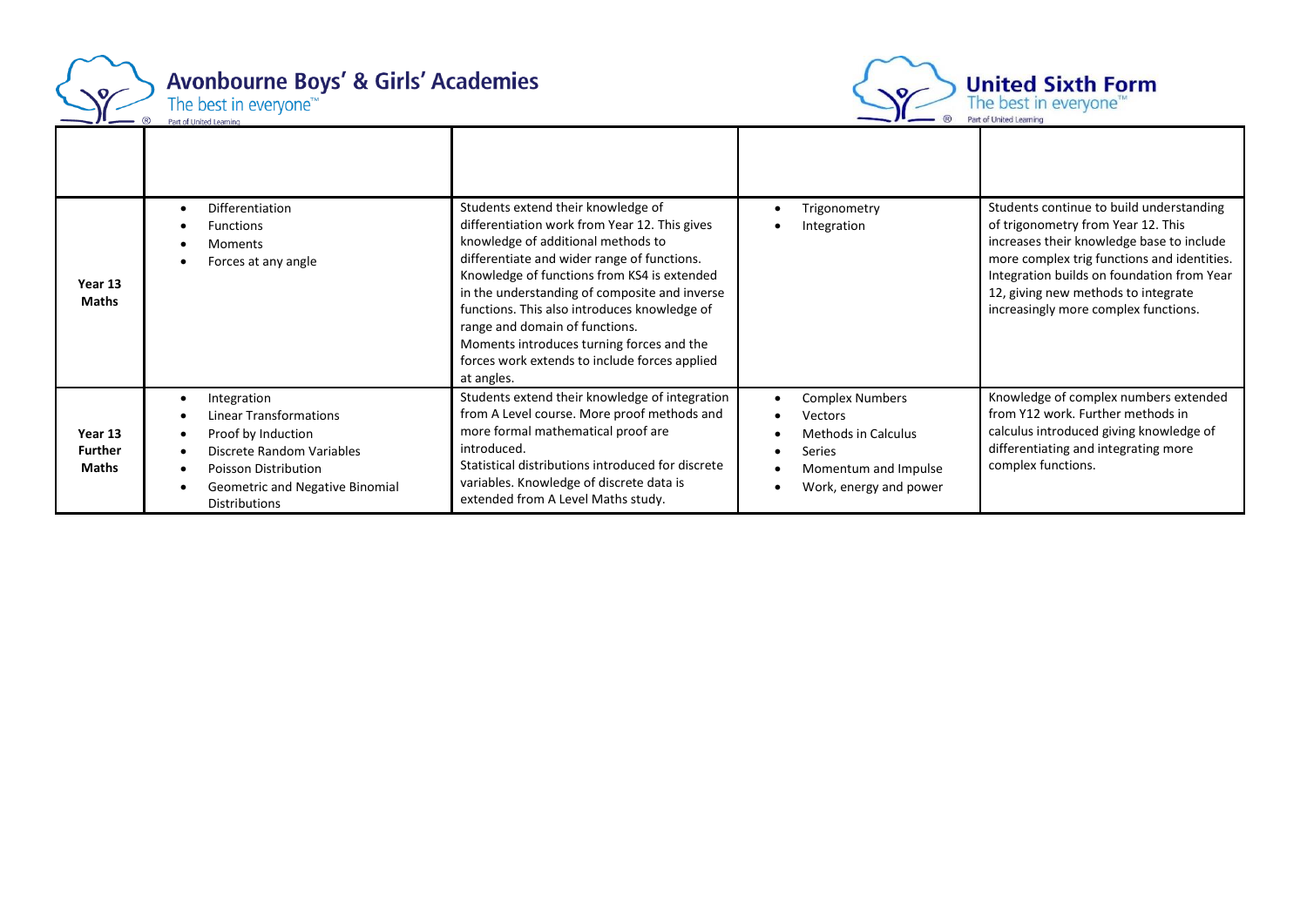| | | | | |
|---|---|---|---|---|
| **Year 13 Maths** | • Differentiation<br>• Functions<br>• Moments<br>• Forces at any angle | Students extend their knowledge of differentiation work from Year 12. This gives knowledge of additional methods to differentiate and wider range of functions. Knowledge of functions from KS4 is extended in the understanding of composite and inverse functions. This also introduces knowledge of range and domain of functions.<br>Moments introduces turning forces and the forces work extends to include forces applied at angles. | • Trigonometry<br>• Integration | Students continue to build understanding of trigonometry from Year 12. This increases their knowledge base to include more complex trig functions and identities. Integration builds on foundation from Year 12, giving new methods to integrate increasingly more complex functions. |
| **Year 13 Further Maths** | • Integration<br>• Linear Transformations<br>• Proof by Induction<br>• Discrete Random Variables<br>• Poisson Distribution<br>• Geometric and Negative Binomial Distributions | Students extend their knowledge of integration from A Level course. More proof methods and more formal mathematical proof are introduced.<br>Statistical distributions introduced for discrete variables. Knowledge of discrete data is extended from A Level Maths study. | • Complex Numbers<br>• Vectors<br>• Methods in Calculus<br>• Series<br>• Momentum and Impulse<br>• Work, energy and power | Knowledge of complex numbers extended from Y12 work. Further methods in calculus introduced giving knowledge of differentiating and integrating more complex functions. |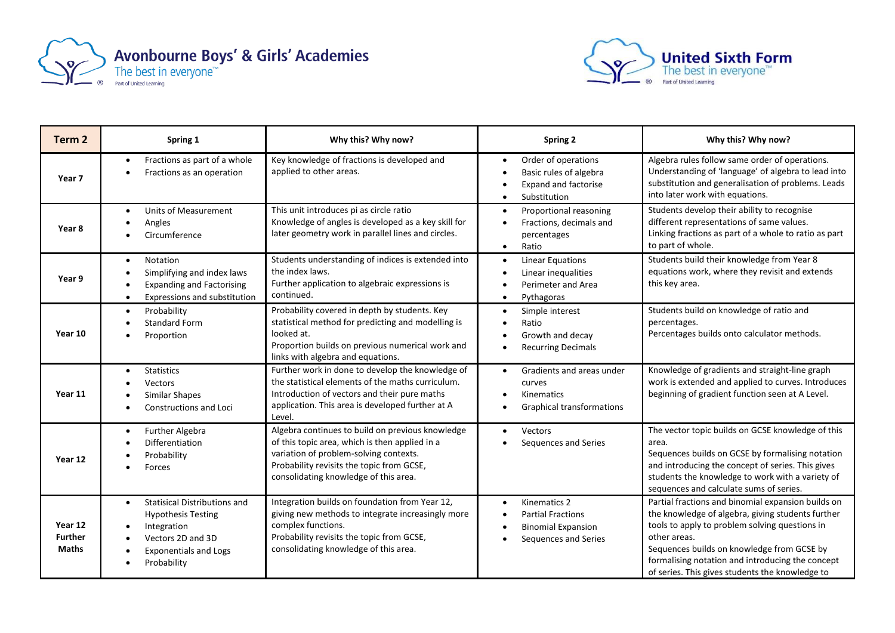Avonbourne Boys' & Girls' Academies
The best in everyone™
Part of United Learning

United Sixth Form
The best in everyone™
Part of United Learning

| Term 2 | Spring 1 | Why this? Why now? | Spring 2 | Why this? Why now? |
|---|---|---|---|---|
| Year 7 | • Fractions as part of a whole<br>• Fractions as an operation | Key knowledge of fractions is developed and applied to other areas. | • Order of operations<br>• Basic rules of algebra<br>• Expand and factorise<br>• Substitution | Algebra rules follow same order of operations. Understanding of 'language' of algebra to lead into substitution and generalisation of problems. Leads into later work with equations. |
| Year 8 | • Units of Measurement<br>• Angles<br>• Circumference | This unit introduces pi as circle ratio<br>Knowledge of angles is developed as a key skill for later geometry work in parallel lines and circles. | • Proportional reasoning<br>• Fractions, decimals and percentages<br>• Ratio | Students develop their ability to recognise different representations of same values.<br>Linking fractions as part of a whole to ratio as part to part of whole. |
| Year 9 | • Notation<br>• Simplifying and index laws<br>• Expanding and Factorising<br>• Expressions and substitution | Students understanding of indices is extended into the index laws.<br>Further application to algebraic expressions is continued. | • Linear Equations<br>• Linear inequalities<br>• Perimeter and Area<br>• Pythagoras | Students build their knowledge from Year 8 equations work, where they revisit and extends this key area. |
| Year 10 | • Probability<br>• Standard Form<br>• Proportion | Probability covered in depth by students. Key statistical method for predicting and modelling is looked at.<br>Proportion builds on previous numerical work and links with algebra and equations. | • Simple interest<br>• Ratio<br>• Growth and decay<br>• Recurring Decimals | Students build on knowledge of ratio and percentages.<br>Percentages builds onto calculator methods. |
| Year 11 | • Statistics<br>• Vectors<br>• Similar Shapes<br>• Constructions and Loci | Further work in done to develop the knowledge of the statistical elements of the maths curriculum. Introduction of vectors and their pure maths application. This area is developed further at A Level. | • Gradients and areas under curves<br>• Kinematics<br>• Graphical transformations | Knowledge of gradients and straight-line graph work is extended and applied to curves. Introduces beginning of gradient function seen at A Level. |
| Year 12 | • Further Algebra<br>• Differentiation<br>• Probability<br>• Forces | Algebra continues to build on previous knowledge of this topic area, which is then applied in a variation of problem-solving contexts.<br>Probability revisits the topic from GCSE, consolidating knowledge of this area. | • Vectors<br>• Sequences and Series | The vector topic builds on GCSE knowledge of this area.<br>Sequences builds on GCSE by formalising notation and introducing the concept of series. This gives students the knowledge to work with a variety of sequences and calculate sums of series. |
| Year 12 Further Maths | • Statisical Distributions and Hypothesis Testing<br>• Integration<br>• Vectors 2D and 3D<br>• Exponentials and Logs<br>• Probability | Integration builds on foundation from Year 12, giving new methods to integrate increasingly more complex functions.<br>Probability revisits the topic from GCSE, consolidating knowledge of this area. | • Kinematics 2<br>• Partial Fractions<br>• Binomial Expansion<br>• Sequences and Series | Partial fractions and binomial expansion builds on the knowledge of algebra, giving students further tools to apply to problem solving questions in other areas.<br>Sequences builds on knowledge from GCSE by formalising notation and introducing the concept of series. This gives students the knowledge to |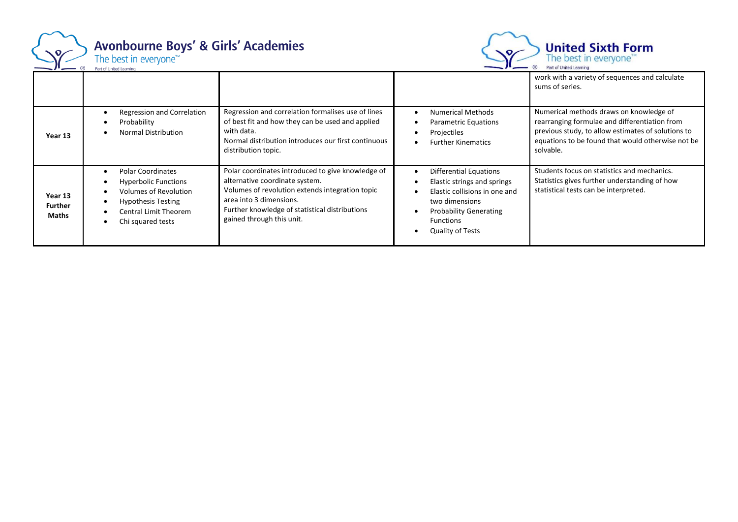| | | | | |
|---|---|---|---|---|
| | | | | work with a variety of sequences and calculate sums of series. |
| **Year 13** | • Regression and Correlation<br>• Probability<br>• Normal Distribution | Regression and correlation formalises use of lines of best fit and how they can be used and applied with data.<br>Normal distribution introduces our first continuous distribution topic. | • Numerical Methods<br>• Parametric Equations<br>• Projectiles<br>• Further Kinematics | Numerical methods draws on knowledge of rearranging formulae and differentiation from previous study, to allow estimates of solutions to equations to be found that would otherwise not be solvable. |
| **Year 13 Further Maths** | • Polar Coordinates<br>• Hyperbolic Functions<br>• Volumes of Revolution<br>• Hypothesis Testing<br>• Central Limit Theorem<br>• Chi squared tests | Polar coordinates introduced to give knowledge of alternative coordinate system.<br>Volumes of revolution extends integration topic area into 3 dimensions.<br>Further knowledge of statistical distributions gained through this unit. | • Differential Equations<br>• Elastic strings and springs<br>• Elastic collisions in one and two dimensions<br>• Probability Generating Functions<br>• Quality of Tests | Students focus on statistics and mechanics.<br>Statistics gives further understanding of how statistical tests can be interpreted. |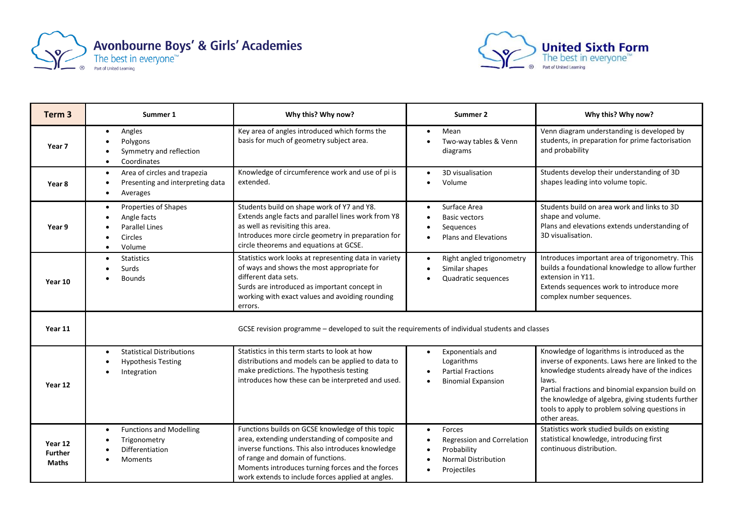| Term 3 | Summer 1 | Why this? Why now? | Summer 2 | Why this? Why now? |
|---|---|---|---|---|
| **Year 7** | • Angles<br>• Polygons<br>• Symmetry and reflection<br>• Coordinates | Key area of angles introduced which forms the basis for much of geometry subject area. | • Mean<br>• Two-way tables & Venn diagrams | Venn diagram understanding is developed by students, in preparation for prime factorisation and probability |
| **Year 8** | • Area of circles and trapezia<br>• Presenting and interpreting data<br>• Averages | Knowledge of circumference work and use of pi is extended. | • 3D visualisation<br>• Volume | Students develop their understanding of 3D shapes leading into volume topic. |
| **Year 9** | • Properties of Shapes<br>• Angle facts<br>• Parallel Lines<br>• Circles<br>• Volume | Students build on shape work of Y7 and Y8.<br>Extends angle facts and parallel lines work from Y8 as well as revisiting this area.<br>Introduces more circle geometry in preparation for circle theorems and equations at GCSE. | • Surface Area<br>• Basic vectors<br>• Sequences<br>• Plans and Elevations | Students build on area work and links to 3D shape and volume.<br>Plans and elevations extends understanding of 3D visualisation. |
| **Year 10** | • Statistics<br>• Surds<br>• Bounds | Statistics work looks at representing data in variety of ways and shows the most appropriate for different data sets.<br>Surds are introduced as important concept in working with exact values and avoiding rounding errors. | • Right angled trigonometry<br>• Similar shapes<br>• Quadratic sequences | Introduces important area of trigonometry. This builds a foundational knowledge to allow further extension in Y11.<br>Extends sequences work to introduce more complex number sequences. |
| **Year 11** | GCSE revision programme – developed to suit the requirements of individual students and classes | | | |
| **Year 12** | • Statistical Distributions<br>• Hypothesis Testing<br>• Integration | Statistics in this term starts to look at how distributions and models can be applied to data to make predictions. The hypothesis testing introduces how these can be interpreted and used. | • Exponentials and Logarithms<br>• Partial Fractions<br>• Binomial Expansion | Knowledge of logarithms is introduced as the inverse of exponents. Laws here are linked to the knowledge students already have of the indices laws.<br>Partial fractions and binomial expansion build on the knowledge of algebra, giving students further tools to apply to problem solving questions in other areas. |
| **Year 12 Further Maths** | • Functions and Modelling<br>• Trigonometry<br>• Differentiation<br>• Moments | Functions builds on GCSE knowledge of this topic area, extending understanding of composite and inverse functions. This also introduces knowledge of range and domain of functions.<br>Moments introduces turning forces and the forces work extends to include forces applied at angles. | • Forces<br>• Regression and Correlation<br>• Probability<br>• Normal Distribution<br>• Projectiles | Statistics work studied builds on existing statistical knowledge, introducing first continuous distribution. |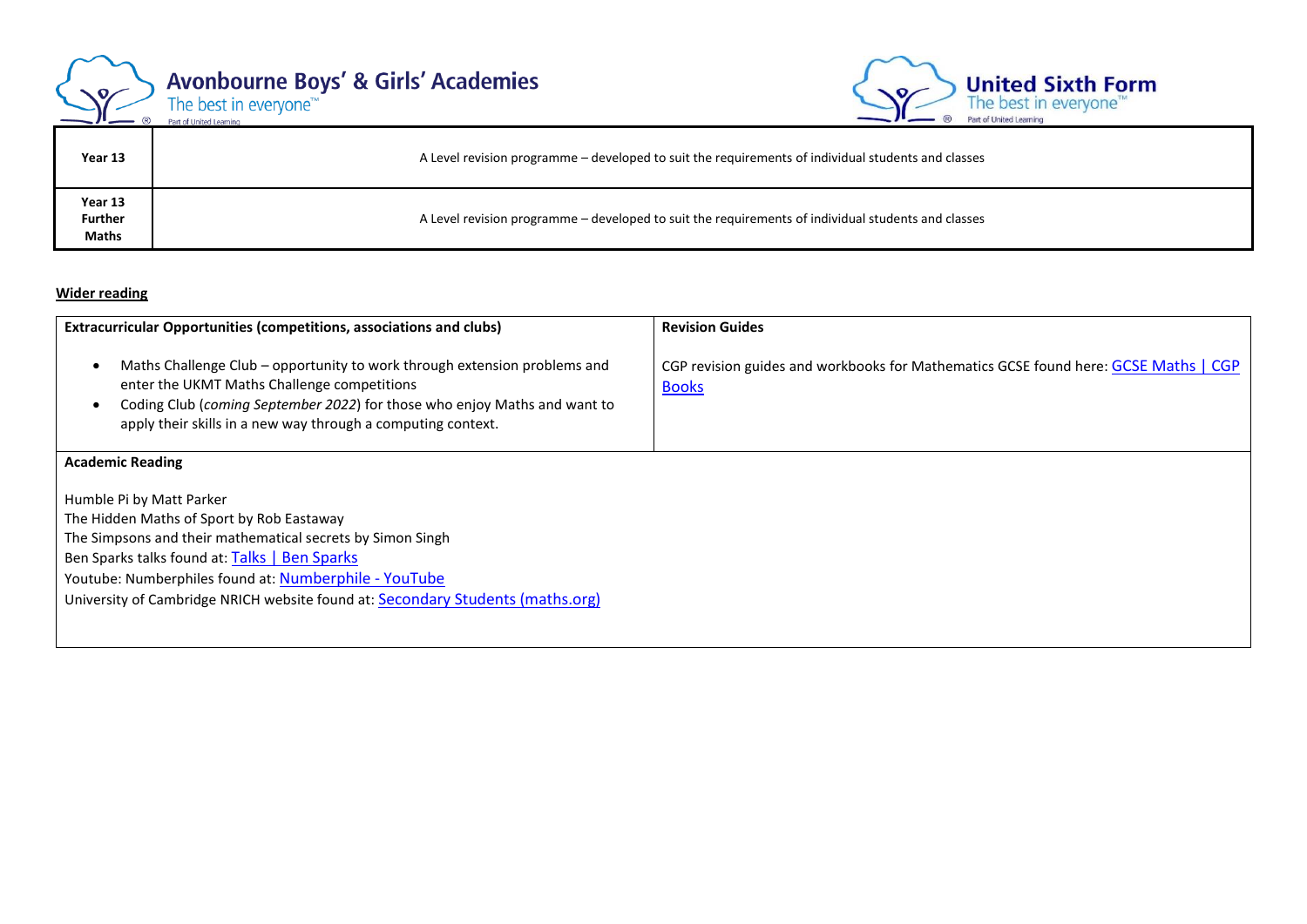| | |
|---|---|
| **Year 13** | A Level revision programme – developed to suit the requirements of individual students and classes |
| **Year 13 Further Maths** | A Level revision programme – developed to suit the requirements of individual students and classes |

**Wider reading**

| **Extracurricular Opportunities (competitions, associations and clubs)** | **Revision Guides** |
|---|---|
| • Maths Challenge Club – opportunity to work through extension problems and enter the UKMT Maths Challenge competitions<br>• Coding Club (*coming September 2022*) for those who enjoy Maths and want to apply their skills in a new way through a computing context. | CGP revision guides and workbooks for Mathematics GCSE found here: GCSE Maths \| CGP Books |

**Academic Reading**

Humble Pi by Matt Parker
The Hidden Maths of Sport by Rob Eastaway
The Simpsons and their mathematical secrets by Simon Singh
Ben Sparks talks found at: Talks | Ben Sparks
Youtube: Numberphiles found at: Numberphile - YouTube
University of Cambridge NRICH website found at: Secondary Students (maths.org)